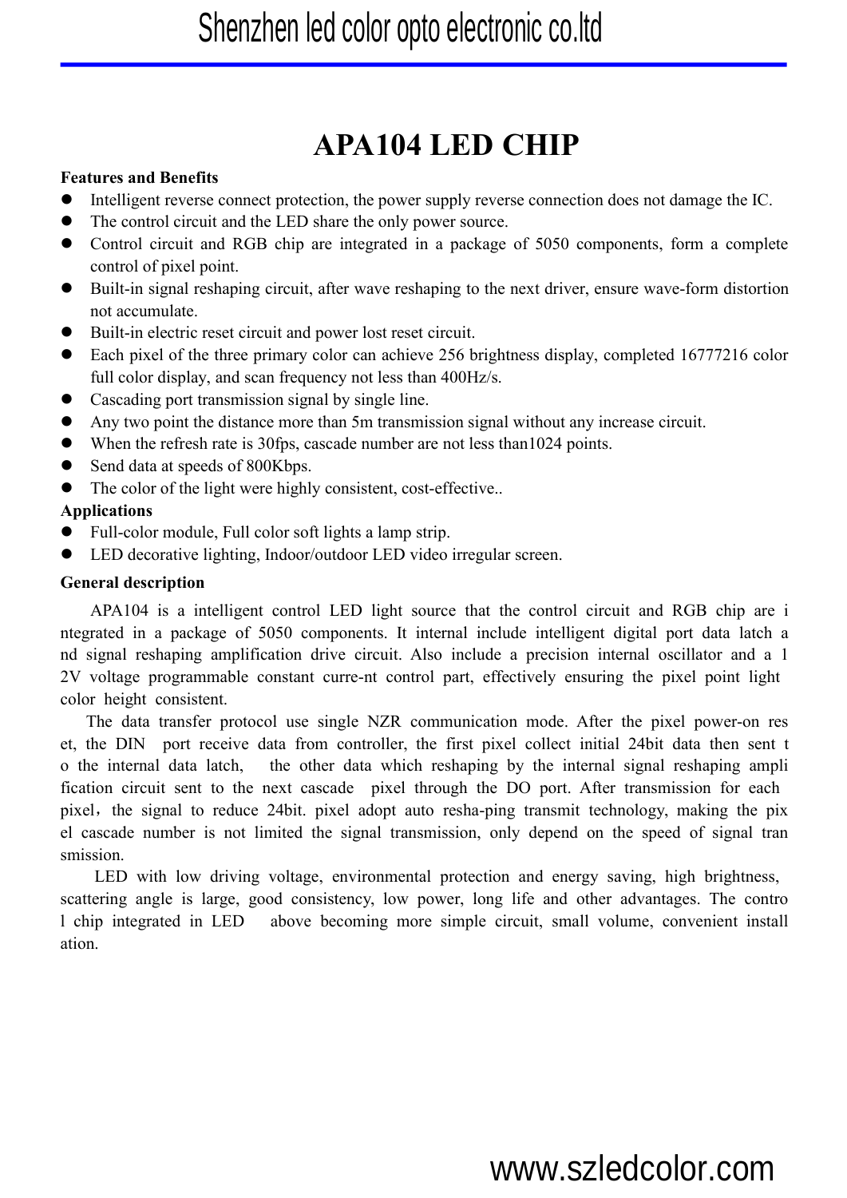# APA104 LED CHIP

**Features and Benefits**

- Intelligent reverse connect protection, the power supply reverse connection does not damage the IC.
- The control circuit and the LED share the only power source.
- Control circuit and RGB chip are integrated in a package of 5050 components, form a complete control of pixel point.
- Built-in signal reshaping circuit, after wave reshaping to the next driver, ensure wave-form distortion not accumulate.
- Built-in electric reset circuit and power lost reset circuit.
- Each pixel of the three primary color can achieve 256 brightness display, completed 16777216 color full color display, and scan frequency not less than 400Hz/s.
- Cascading port transmission signal by single line.
- Any two point the distance more than 5m transmission signal without any increase circuit.
- When the refresh rate is 30fps, cascade number are not less than1024 points.
- Send data at speeds of 800Kbps.
- The color of the light were highly consistent, cost-effective..

**Applications**

- Full-color module, Full color soft lights a lamp strip.
- LED decorative lighting, Indoor/outdoor LED video irregular screen.

**General description**

APA104 is a intelligent control LED light source that the control circuit and RGB chip are integrated in a package of 5050 components. It internal include intelligent digital port data latch and signal reshaping amplification drive circuit. Also include a precision internal oscillator and a 12V voltage programmable constant curre-nt control part, effectively ensuring the pixel point light color height consistent.

The data transfer protocol use single NZR communication mode. After the pixel power-on reset, the DIN port receive data from controller, the first pixel collect initial 24bit data then sent to the internal data latch, the other data which reshaping by the internal signal reshaping amplification circuit sent to the next cascade pixel through the DO port. After transmission for each pixel，the signal to reduce 24bit. pixel adopt auto resha-ping transmit technology, making the pixel cascade number is not limited the signal transmission, only depend on the speed of signal transmission.

LED with low driving voltage, environmental protection and energy saving, high brightness, scattering angle is large, good consistency, low power, long life and other advantages. The control chip integrated in LED above becoming more simple circuit, small volume, convenient installation.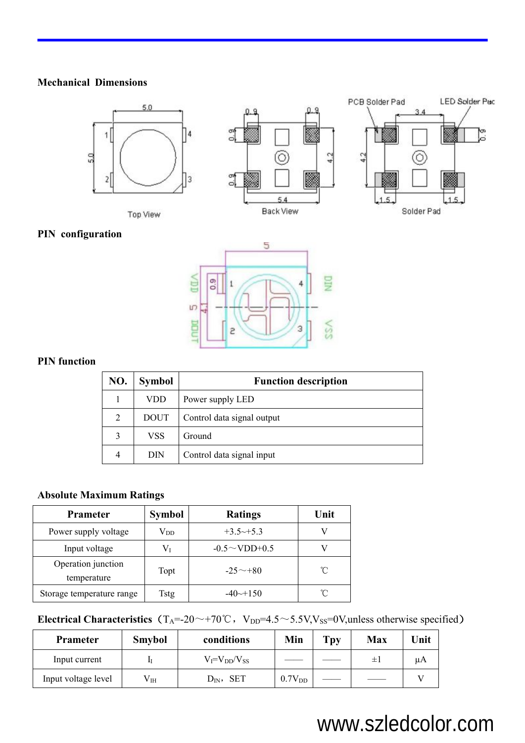## Mechanical Dimensions

Top View

Back View

Solder Pad

## PIN configuration

## PIN function

| NO. | Symbol | Function description |
|---|---|---|
| 1 | VDD | Power supply LED |
| 2 | DOUT | Control data signal output |
| 3 | VSS | Ground |
| 4 | DIN | Control data signal input |

## Absolute Maximum Ratings

| Prameter | Symbol | Ratings | Unit |
|---|---|---|---|
| Power supply voltage | $V_{DD}$ | +3.5~+5.3 | V |
| Input voltage | $V_I$ | -0.5～VDD+0.5 | V |
| Operation junction temperature | Topt | -25～+80 | ℃ |
| Storage temperature range | Tstg | -40~+150 | ℃ |

**Electrical Characteristics**（$T_A$=-20～+70℃，$V_{DD}$=4.5～5.5V,$V_{SS}$=0V,unless otherwise specified）

| Prameter | Smybol | conditions | Min | Tpy | Max | Unit |
|---|---|---|---|---|---|---|
| Input current | $I_I$ | $V_I$=$V_{DD}$/$V_{SS}$ | —— | —— | ±1 | μA |
| Input voltage level | $V_{IH}$ | $D_{IN}$，SET | 0.7$V_{DD}$ | —— | —— | V |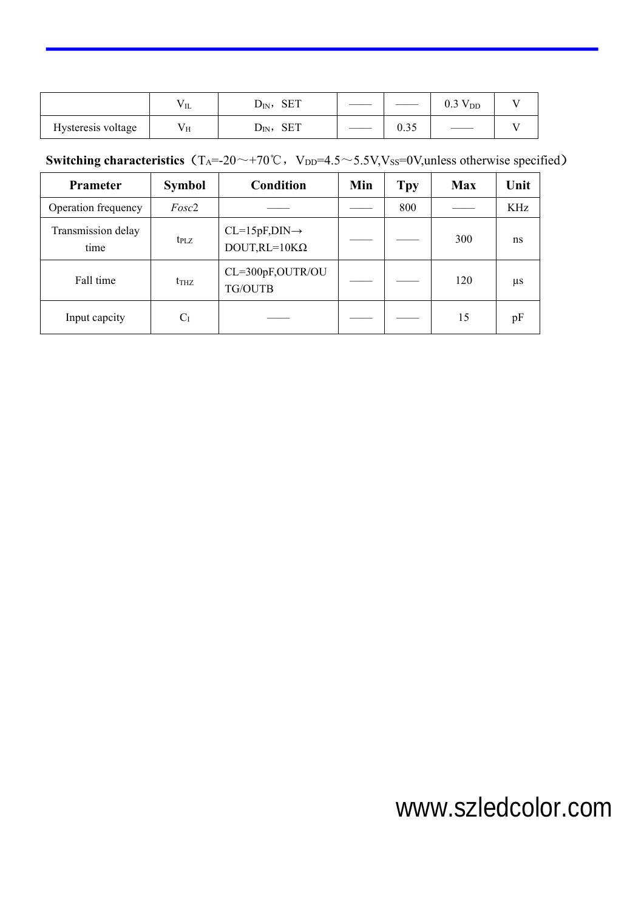| | $V_{IL}$ | $D_{IN}$，SET | —— | —— | 0.3 $V_{DD}$ | V |
|---|---|---|---|---|---|---|
| Hysteresis voltage | $V_H$ | $D_{IN}$，SET | —— | 0.35 | —— | V |

**Switching characteristics**（$T_A$=-20～+70℃，$V_{DD}$=4.5～5.5V,$V_{SS}$=0V,unless otherwise specified）

| Prameter | Symbol | Condition | Min | Tpy | Max | Unit |
|---|---|---|---|---|---|---|
| Operation frequency | *Fosc*2 | —— | —— | 800 | —— | KHz |
| Transmission delay time | $t_{PLZ}$ | CL=15pF,DIN→ DOUT,RL=10KΩ | —— | —— | 300 | ns |
| Fall time | $t_{THZ}$ | CL=300pF,OUTR/OUTG/OUTB | —— | —— | 120 | μs |
| Input capcity | $C_I$ | —— | —— | —— | 15 | pF |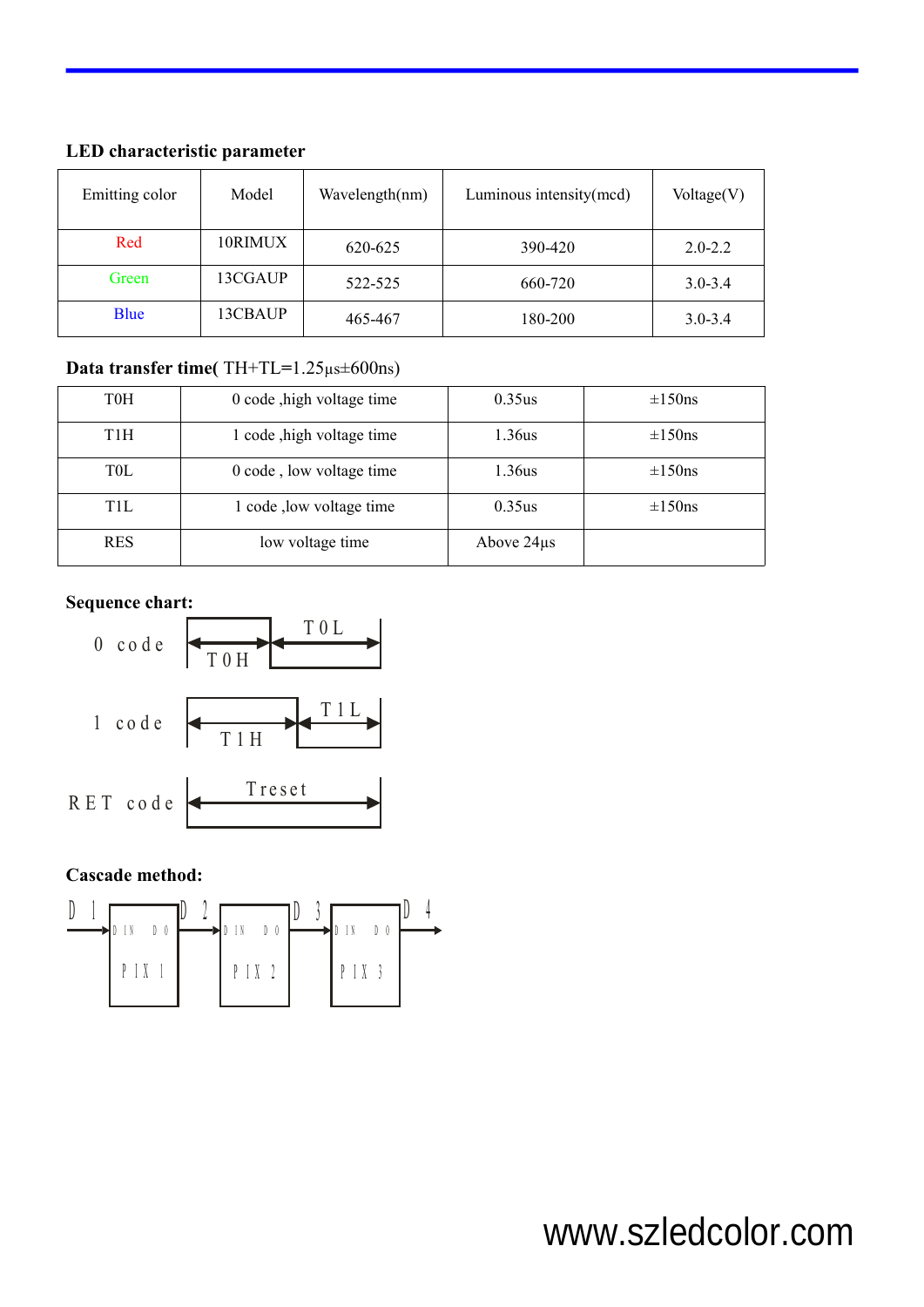**LED characteristic parameter**

| Emitting color | Model | Wavelength(nm) | Luminous intensity(mcd) | Voltage(V) |
|---|---|---|---|---|
| Red | 10RIMUX | 620-625 | 390-420 | 2.0-2.2 |
| Green | 13CGAUP | 522-525 | 660-720 | 3.0-3.4 |
| Blue | 13CBAUP | 465-467 | 180-200 | 3.0-3.4 |

**Data transfer time(** TH+TL=1.25µs±600ns)

| T0H | 0 code ,high voltage time | 0.35us | ±150ns |
|---|---|---|---|
| T1H | 1 code ,high voltage time | 1.36us | ±150ns |
| T0L | 0 code , low voltage time | 1.36us | ±150ns |
| T1L | 1 code ,low voltage time | 0.35us | ±150ns |
| RES | low voltage time | Above 24µs | |

**Sequence chart:**

0 code — T0H, T0L

1 code — T1H, T1L

RET code — Treset

**Cascade method:**

D1 → DIN PIX 1 DO → D2 → DIN PIX 2 DO → D3 → DIN PIX 3 DO → D4

www.szledcolor.com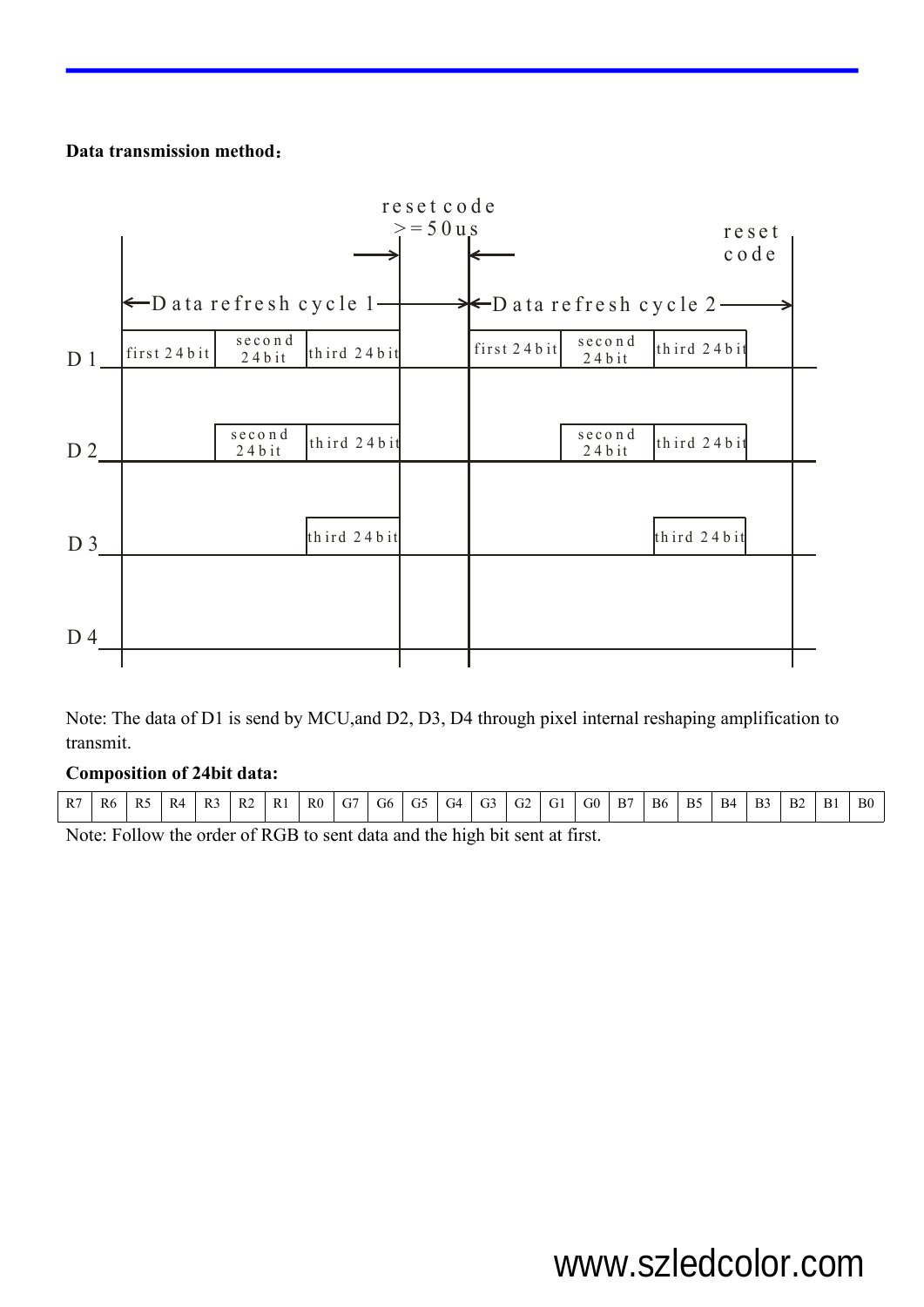**Data transmission method：**

reset code
>=50us

reset code

Data refresh cycle 1 | Data refresh cycle 2

D1: first 24bit | second 24bit | third 24bit | | first 24bit | second 24bit | third 24bit

D2: second 24bit | third 24bit | | second 24bit | third 24bit

D3: third 24bit | | third 24bit

D4

Note: The data of D1 is send by MCU,and D2, D3, D4 through pixel internal reshaping amplification to transmit.

**Composition of 24bit data:**

| R7 | R6 | R5 | R4 | R3 | R2 | R1 | R0 | G7 | G6 | G5 | G4 | G3 | G2 | G1 | G0 | B7 | B6 | B5 | B4 | B3 | B2 | B1 | B0 |
|---|---|---|---|---|---|---|---|---|---|---|---|---|---|---|---|---|---|---|---|---|---|---|---|

Note: Follow the order of RGB to sent data and the high bit sent at first.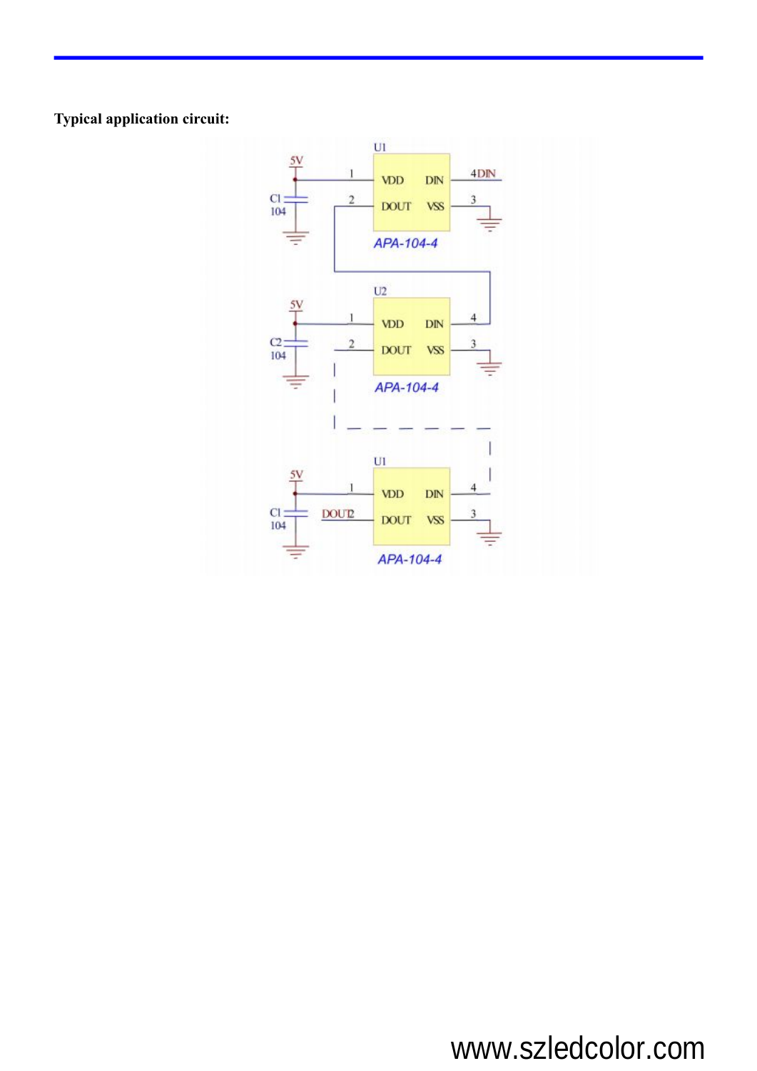**Typical application circuit:**

U1
5V
1
VDD
DIN
4DIN
C1
104
2
DOUT
VSS
3
APA-104-4

U2
5V
1
VDD
DIN
4
C2
104
2
DOUT
VSS
3
APA-104-4

U1
5V
1
VDD
DIN
4
C1
104
DOUT2
DOUT
VSS
3
APA-104-4